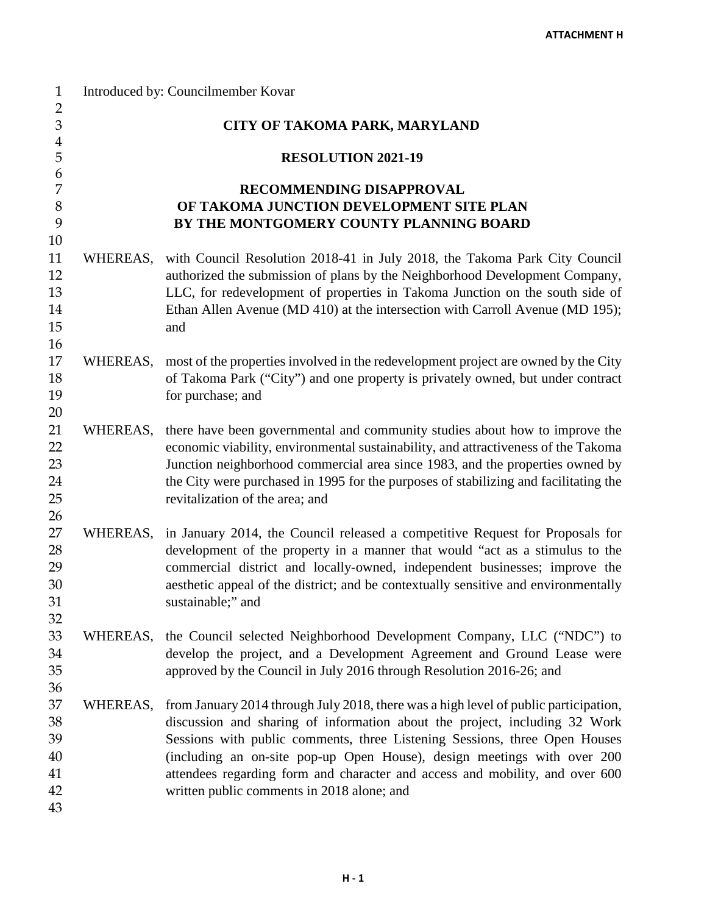Introduced by: Councilmember Kovar

# CITY OF TAKOMA PARK, MARYLAND

## RESOLUTION 2021-19

## RECOMMENDING DISAPPROVAL OF TAKOMA JUNCTION DEVELOPMENT SITE PLAN BY THE MONTGOMERY COUNTY PLANNING BOARD

WHEREAS, with Council Resolution 2018-41 in July 2018, the Takoma Park City Council authorized the submission of plans by the Neighborhood Development Company, LLC, for redevelopment of properties in Takoma Junction on the south side of Ethan Allen Avenue (MD 410) at the intersection with Carroll Avenue (MD 195); and

WHEREAS, most of the properties involved in the redevelopment project are owned by the City of Takoma Park ("City") and one property is privately owned, but under contract for purchase; and

WHEREAS, there have been governmental and community studies about how to improve the economic viability, environmental sustainability, and attractiveness of the Takoma Junction neighborhood commercial area since 1983, and the properties owned by the City were purchased in 1995 for the purposes of stabilizing and facilitating the revitalization of the area; and

WHEREAS, in January 2014, the Council released a competitive Request for Proposals for development of the property in a manner that would "act as a stimulus to the commercial district and locally-owned, independent businesses; improve the aesthetic appeal of the district; and be contextually sensitive and environmentally sustainable;" and

WHEREAS, the Council selected Neighborhood Development Company, LLC ("NDC") to develop the project, and a Development Agreement and Ground Lease were approved by the Council in July 2016 through Resolution 2016-26; and

WHEREAS, from January 2014 through July 2018, there was a high level of public participation, discussion and sharing of information about the project, including 32 Work Sessions with public comments, three Listening Sessions, three Open Houses (including an on-site pop-up Open House), design meetings with over 200 attendees regarding form and character and access and mobility, and over 600 written public comments in 2018 alone; and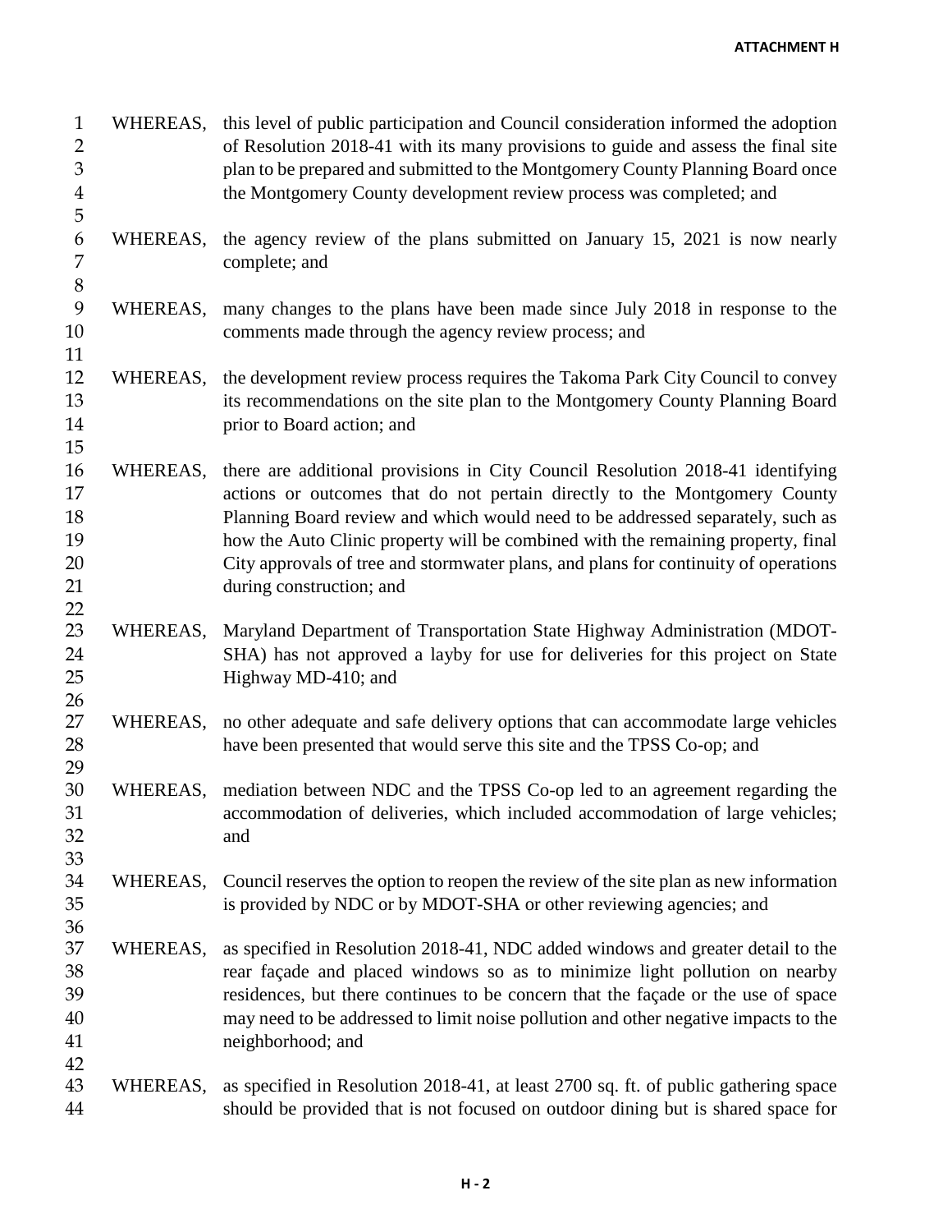WHEREAS, this level of public participation and Council consideration informed the adoption of Resolution 2018-41 with its many provisions to guide and assess the final site plan to be prepared and submitted to the Montgomery County Planning Board once the Montgomery County development review process was completed; and

WHEREAS, the agency review of the plans submitted on January 15, 2021 is now nearly complete; and

WHEREAS, many changes to the plans have been made since July 2018 in response to the comments made through the agency review process; and

WHEREAS, the development review process requires the Takoma Park City Council to convey its recommendations on the site plan to the Montgomery County Planning Board prior to Board action; and

WHEREAS, there are additional provisions in City Council Resolution 2018-41 identifying actions or outcomes that do not pertain directly to the Montgomery County Planning Board review and which would need to be addressed separately, such as how the Auto Clinic property will be combined with the remaining property, final City approvals of tree and stormwater plans, and plans for continuity of operations during construction; and

WHEREAS, Maryland Department of Transportation State Highway Administration (MDOT-SHA) has not approved a layby for use for deliveries for this project on State Highway MD-410; and

WHEREAS, no other adequate and safe delivery options that can accommodate large vehicles have been presented that would serve this site and the TPSS Co-op; and

WHEREAS, mediation between NDC and the TPSS Co-op led to an agreement regarding the accommodation of deliveries, which included accommodation of large vehicles; and

WHEREAS, Council reserves the option to reopen the review of the site plan as new information is provided by NDC or by MDOT-SHA or other reviewing agencies; and

WHEREAS, as specified in Resolution 2018-41, NDC added windows and greater detail to the rear façade and placed windows so as to minimize light pollution on nearby residences, but there continues to be concern that the façade or the use of space may need to be addressed to limit noise pollution and other negative impacts to the neighborhood; and

WHEREAS, as specified in Resolution 2018-41, at least 2700 sq. ft. of public gathering space should be provided that is not focused on outdoor dining but is shared space for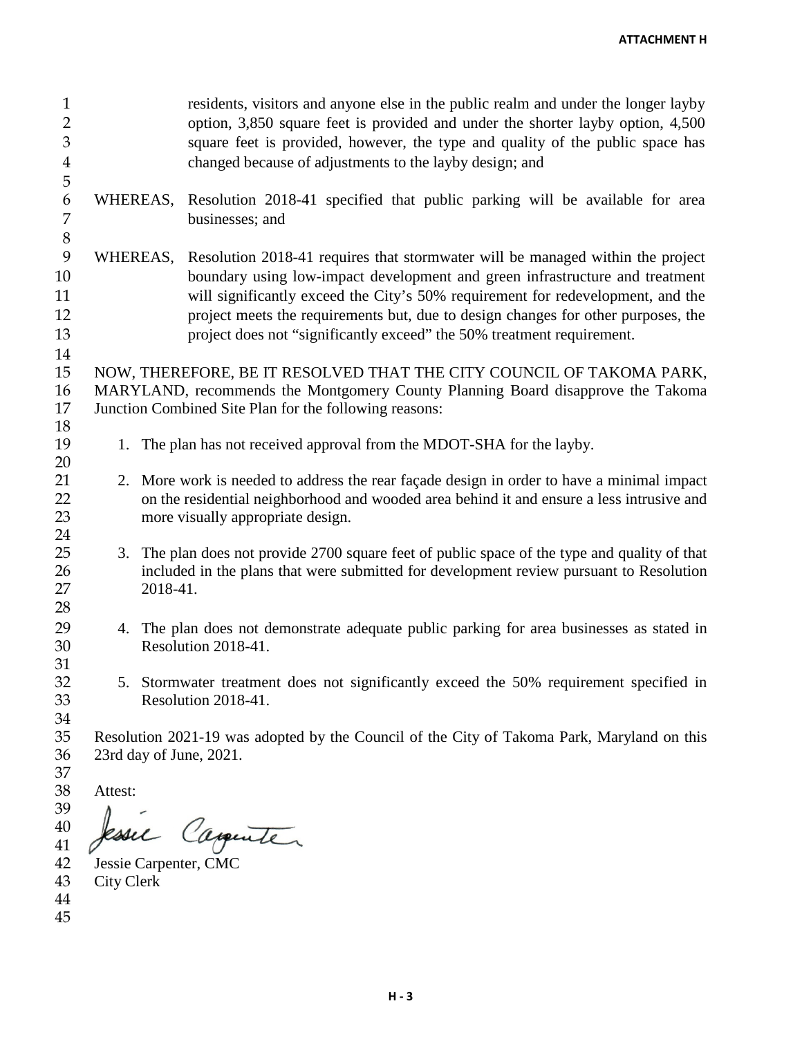residents, visitors and anyone else in the public realm and under the longer layby option, 3,850 square feet is provided and under the shorter layby option, 4,500 square feet is provided, however, the type and quality of the public space has changed because of adjustments to the layby design; and

WHEREAS, Resolution 2018-41 specified that public parking will be available for area businesses; and

WHEREAS, Resolution 2018-41 requires that stormwater will be managed within the project boundary using low-impact development and green infrastructure and treatment will significantly exceed the City's 50% requirement for redevelopment, and the project meets the requirements but, due to design changes for other purposes, the project does not "significantly exceed" the 50% treatment requirement.

NOW, THEREFORE, BE IT RESOLVED THAT THE CITY COUNCIL OF TAKOMA PARK, MARYLAND, recommends the Montgomery County Planning Board disapprove the Takoma Junction Combined Site Plan for the following reasons:

1. The plan has not received approval from the MDOT-SHA for the layby.

2. More work is needed to address the rear façade design in order to have a minimal impact on the residential neighborhood and wooded area behind it and ensure a less intrusive and more visually appropriate design.

3. The plan does not provide 2700 square feet of public space of the type and quality of that included in the plans that were submitted for development review pursuant to Resolution 2018-41.

4. The plan does not demonstrate adequate public parking for area businesses as stated in Resolution 2018-41.

5. Stormwater treatment does not significantly exceed the 50% requirement specified in Resolution 2018-41.

Resolution 2021-19 was adopted by the Council of the City of Takoma Park, Maryland on this 23rd day of June, 2021.

Attest:

Jessie Carpenter

Jessie Carpenter, CMC
City Clerk